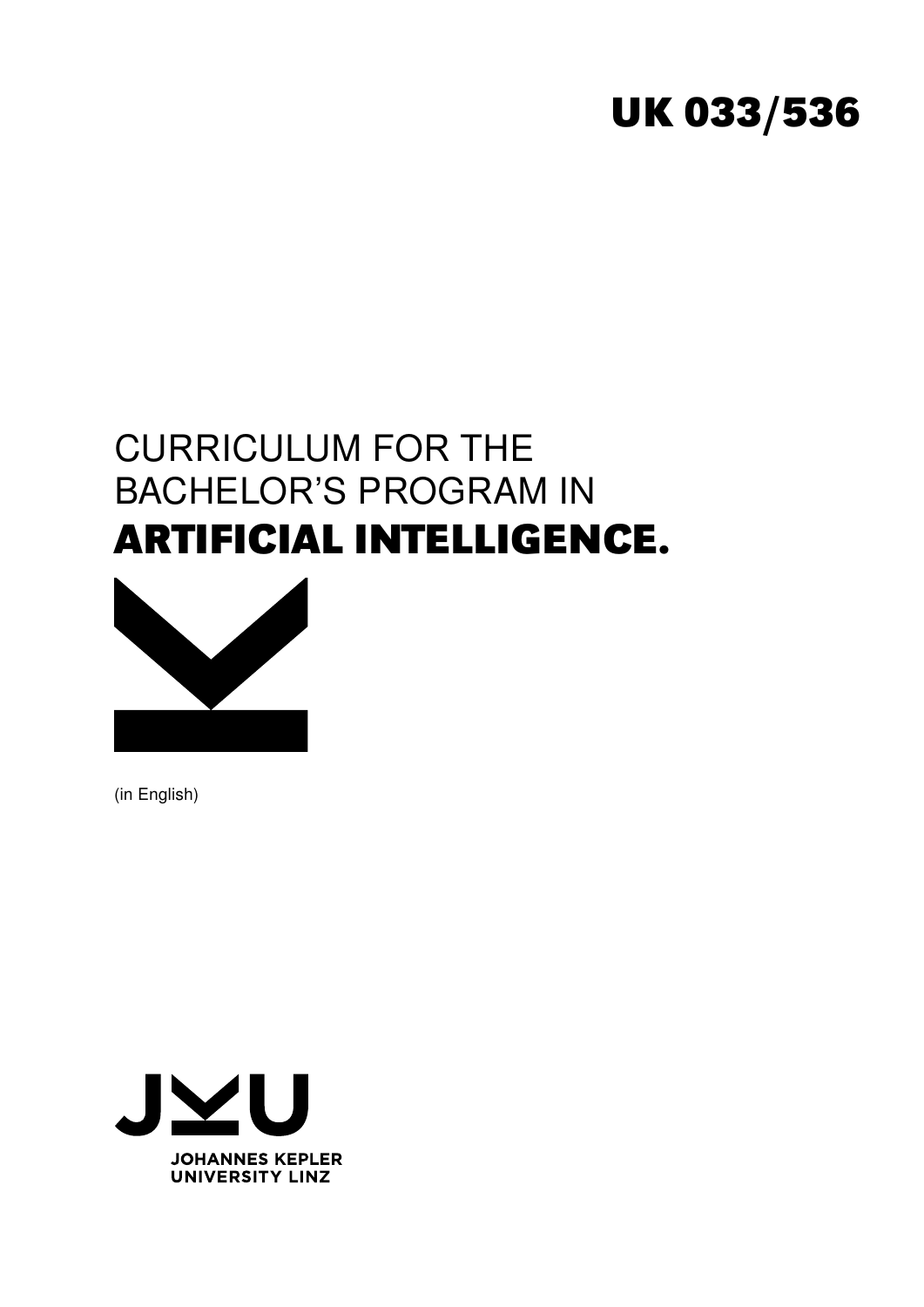UK 033/536

# CURRICULUM FOR THE BACHELOR'S PROGRAM IN ARTIFICIAL INTELLIGENCE.

(in English)

JOHANNES KEPLER UNIVERSITY LINZ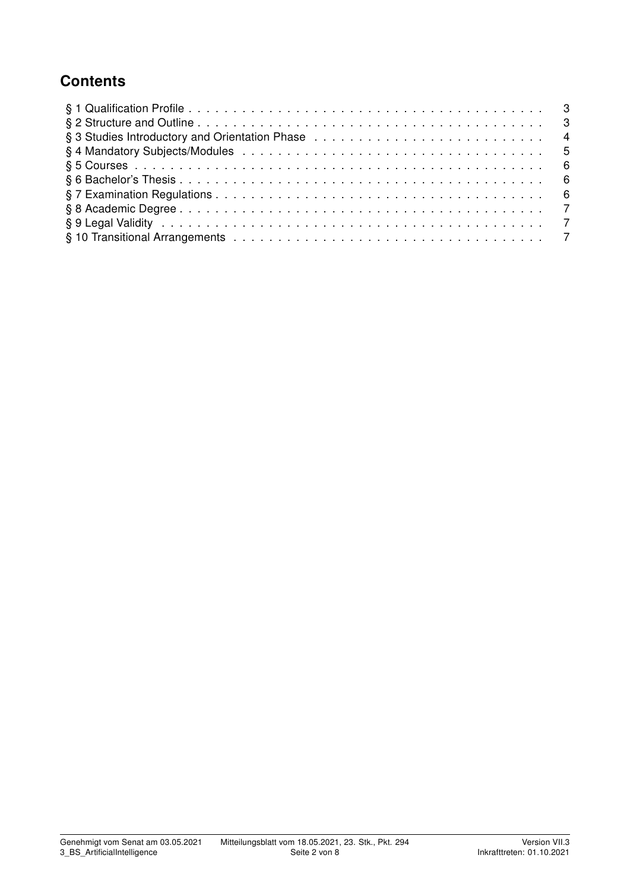## Contents

- § 1 Qualification Profile . . . . . 3
- § 2 Structure and Outline . . . . . 3
- § 3 Studies Introductory and Orientation Phase . . . . . 4
- § 4 Mandatory Subjects/Modules . . . . . 5
- § 5 Courses . . . . . 6
- § 6 Bachelor's Thesis . . . . . 6
- § 7 Examination Regulations . . . . . 6
- § 8 Academic Degree . . . . . 7
- § 9 Legal Validity . . . . . 7
- § 10 Transitional Arrangements . . . . . 7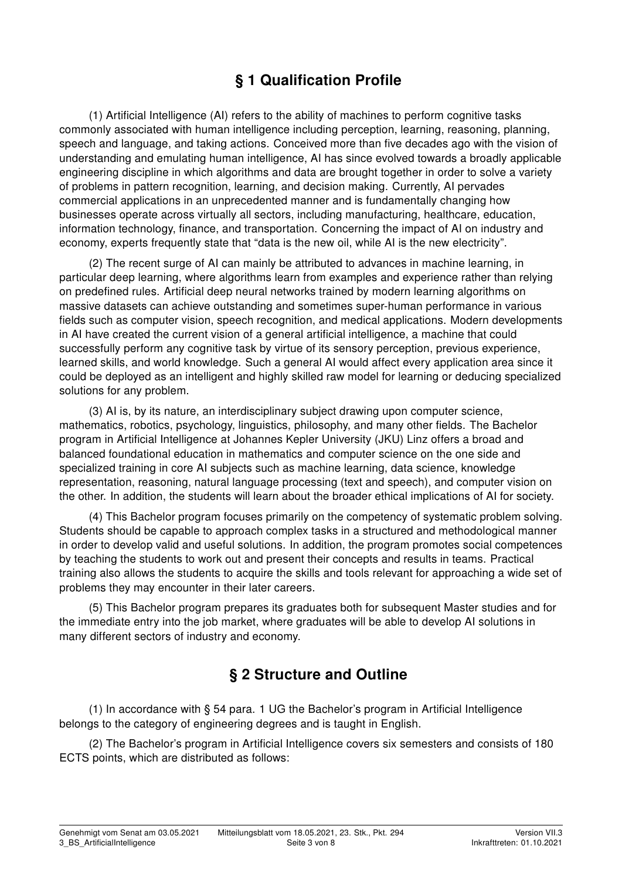## § 1 Qualification Profile

(1) Artificial Intelligence (AI) refers to the ability of machines to perform cognitive tasks commonly associated with human intelligence including perception, learning, reasoning, planning, speech and language, and taking actions. Conceived more than five decades ago with the vision of understanding and emulating human intelligence, AI has since evolved towards a broadly applicable engineering discipline in which algorithms and data are brought together in order to solve a variety of problems in pattern recognition, learning, and decision making. Currently, AI pervades commercial applications in an unprecedented manner and is fundamentally changing how businesses operate across virtually all sectors, including manufacturing, healthcare, education, information technology, finance, and transportation. Concerning the impact of AI on industry and economy, experts frequently state that "data is the new oil, while AI is the new electricity".

(2) The recent surge of AI can mainly be attributed to advances in machine learning, in particular deep learning, where algorithms learn from examples and experience rather than relying on predefined rules. Artificial deep neural networks trained by modern learning algorithms on massive datasets can achieve outstanding and sometimes super-human performance in various fields such as computer vision, speech recognition, and medical applications. Modern developments in AI have created the current vision of a general artificial intelligence, a machine that could successfully perform any cognitive task by virtue of its sensory perception, previous experience, learned skills, and world knowledge. Such a general AI would affect every application area since it could be deployed as an intelligent and highly skilled raw model for learning or deducing specialized solutions for any problem.

(3) AI is, by its nature, an interdisciplinary subject drawing upon computer science, mathematics, robotics, psychology, linguistics, philosophy, and many other fields. The Bachelor program in Artificial Intelligence at Johannes Kepler University (JKU) Linz offers a broad and balanced foundational education in mathematics and computer science on the one side and specialized training in core AI subjects such as machine learning, data science, knowledge representation, reasoning, natural language processing (text and speech), and computer vision on the other. In addition, the students will learn about the broader ethical implications of AI for society.

(4) This Bachelor program focuses primarily on the competency of systematic problem solving. Students should be capable to approach complex tasks in a structured and methodological manner in order to develop valid and useful solutions. In addition, the program promotes social competences by teaching the students to work out and present their concepts and results in teams. Practical training also allows the students to acquire the skills and tools relevant for approaching a wide set of problems they may encounter in their later careers.

(5) This Bachelor program prepares its graduates both for subsequent Master studies and for the immediate entry into the job market, where graduates will be able to develop AI solutions in many different sectors of industry and economy.

## § 2 Structure and Outline

(1) In accordance with § 54 para. 1 UG the Bachelor's program in Artificial Intelligence belongs to the category of engineering degrees and is taught in English.

(2) The Bachelor's program in Artificial Intelligence covers six semesters and consists of 180 ECTS points, which are distributed as follows: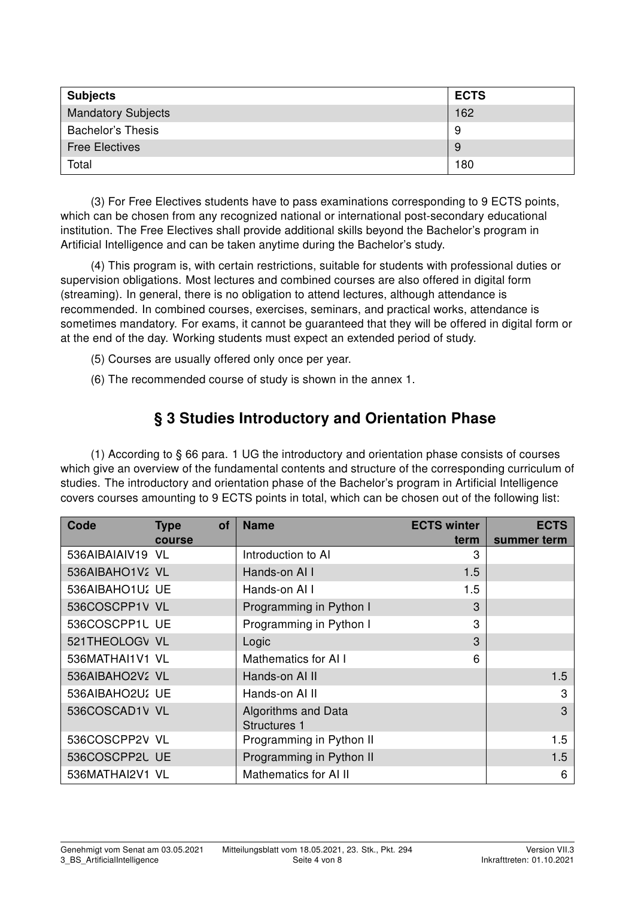| Subjects | ECTS |
|---|---|
| Mandatory Subjects | 162 |
| Bachelor's Thesis | 9 |
| Free Electives | 9 |
| Total | 180 |

(3) For Free Electives students have to pass examinations corresponding to 9 ECTS points, which can be chosen from any recognized national or international post-secondary educational institution. The Free Electives shall provide additional skills beyond the Bachelor's program in Artificial Intelligence and can be taken anytime during the Bachelor's study.

(4) This program is, with certain restrictions, suitable for students with professional duties or supervision obligations. Most lectures and combined courses are also offered in digital form (streaming). In general, there is no obligation to attend lectures, although attendance is recommended. In combined courses, exercises, seminars, and practical works, attendance is sometimes mandatory. For exams, it cannot be guaranteed that they will be offered in digital form or at the end of the day. Working students must expect an extended period of study.

(5) Courses are usually offered only once per year.

(6) The recommended course of study is shown in the annex 1.

## § 3 Studies Introductory and Orientation Phase

(1) According to § 66 para. 1 UG the introductory and orientation phase consists of courses which give an overview of the fundamental contents and structure of the corresponding curriculum of studies. The introductory and orientation phase of the Bachelor's program in Artificial Intelligence covers courses amounting to 9 ECTS points in total, which can be chosen out of the following list:

| Code | Type of course | Name | ECTS winter term | ECTS summer term |
|---|---|---|---|---|
| 536AIBAIAIV19 | VL | Introduction to AI | 3 | |
| 536AIBAHO1V2 | VL | Hands-on AI I | 1.5 | |
| 536AIBAHO1U2 | UE | Hands-on AI I | 1.5 | |
| 536COSCPP1V | VL | Programming in Python I | 3 | |
| 536COSCPP1U | UE | Programming in Python I | 3 | |
| 521THEOLOGV | VL | Logic | 3 | |
| 536MATHAI1V1 | VL | Mathematics for AI I | 6 | |
| 536AIBAHO2V2 | VL | Hands-on AI II | | 1.5 |
| 536AIBAHO2U2 | UE | Hands-on AI II | | 3 |
| 536COSCAD1V | VL | Algorithms and Data Structures 1 | | 3 |
| 536COSCPP2V | VL | Programming in Python II | | 1.5 |
| 536COSCPP2U | UE | Programming in Python II | | 1.5 |
| 536MATHAI2V1 | VL | Mathematics for AI II | | 6 |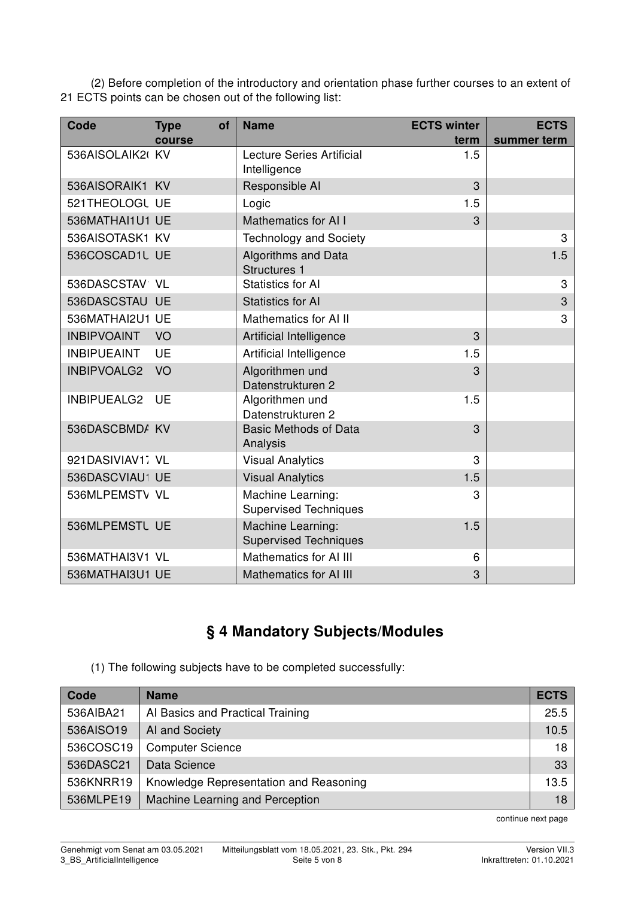(2) Before completion of the introductory and orientation phase further courses to an extent of 21 ECTS points can be chosen out of the following list:

| Code | Type of course | Name | ECTS winter term | ECTS summer term |
|---|---|---|---|---|
| 536AISOLAIK2( | KV | Lecture Series Artificial Intelligence | 1.5 | |
| 536AISORAIK1 | KV | Responsible AI | 3 | |
| 521THEOLOGU | UE | Logic | 1.5 | |
| 536MATHAI1U1 | UE | Mathematics for AI I | 3 | |
| 536AISOTASK1 | KV | Technology and Society | | 3 |
| 536COSCAD1U | UE | Algorithms and Data Structures 1 | | 1.5 |
| 536DASCSTAV | VL | Statistics for AI | | 3 |
| 536DASCSTAU | UE | Statistics for AI | | 3 |
| 536MATHAI2U1 | UE | Mathematics for AI II | | 3 |
| INBIPVOAINT | VO | Artificial Intelligence | 3 | |
| INBIPUEAINT | UE | Artificial Intelligence | 1.5 | |
| INBIPVOALG2 | VO | Algorithmen und Datenstrukturen 2 | 3 | |
| INBIPUEALG2 | UE | Algorithmen und Datenstrukturen 2 | 1.5 | |
| 536DASCBMDA | KV | Basic Methods of Data Analysis | 3 | |
| 921DASIVIAV17 | VL | Visual Analytics | 3 | |
| 536DASCVIAU1 | UE | Visual Analytics | 1.5 | |
| 536MLPEMSTV | VL | Machine Learning: Supervised Techniques | 3 | |
| 536MLPEMSTU | UE | Machine Learning: Supervised Techniques | 1.5 | |
| 536MATHAI3V1 | VL | Mathematics for AI III | 6 | |
| 536MATHAI3U1 | UE | Mathematics for AI III | 3 | |

# § 4 Mandatory Subjects/Modules

(1) The following subjects have to be completed successfully:

| Code | Name | ECTS |
|---|---|---|
| 536AIBA21 | AI Basics and Practical Training | 25.5 |
| 536AISO19 | AI and Society | 10.5 |
| 536COSC19 | Computer Science | 18 |
| 536DASC21 | Data Science | 33 |
| 536KNRR19 | Knowledge Representation and Reasoning | 13.5 |
| 536MLPE19 | Machine Learning and Perception | 18 |

continue next page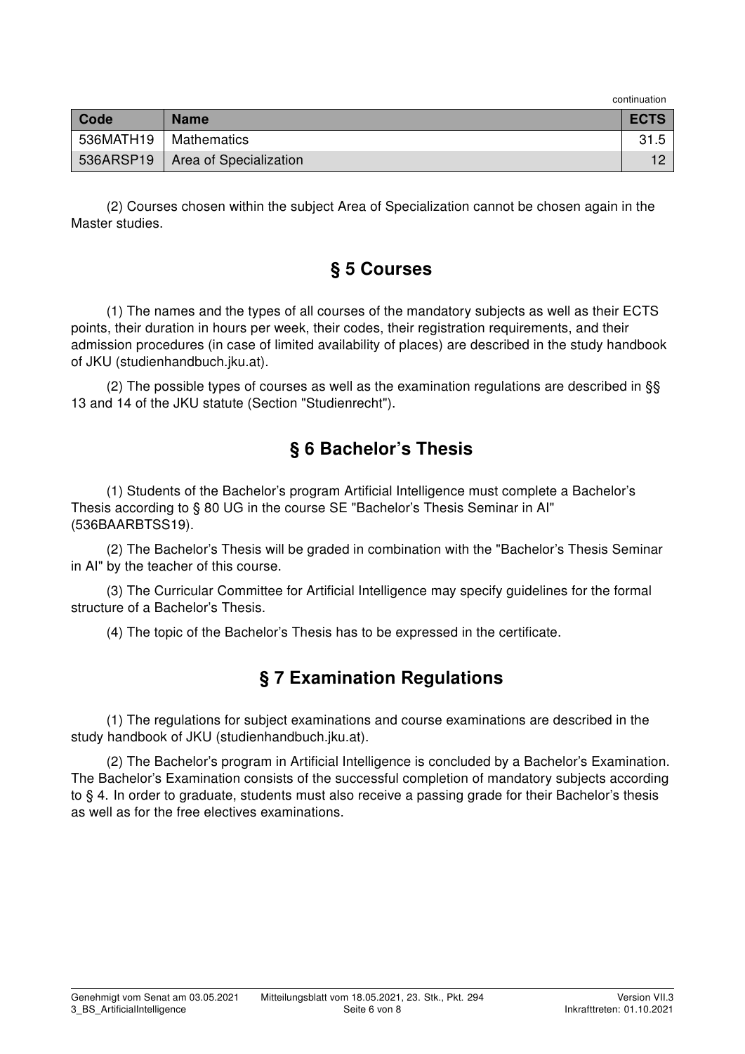continuation

| Code | Name | ECTS |
| --- | --- | --- |
| 536MATH19 | Mathematics | 31.5 |
| 536ARSP19 | Area of Specialization | 12 |

(2) Courses chosen within the subject Area of Specialization cannot be chosen again in the Master studies.

## § 5 Courses

(1) The names and the types of all courses of the mandatory subjects as well as their ECTS points, their duration in hours per week, their codes, their registration requirements, and their admission procedures (in case of limited availability of places) are described in the study handbook of JKU (studienhandbuch.jku.at).

(2) The possible types of courses as well as the examination regulations are described in §§ 13 and 14 of the JKU statute (Section "Studienrecht").

## § 6 Bachelor's Thesis

(1) Students of the Bachelor's program Artificial Intelligence must complete a Bachelor's Thesis according to § 80 UG in the course SE "Bachelor's Thesis Seminar in AI" (536BAARBTSS19).

(2) The Bachelor's Thesis will be graded in combination with the "Bachelor's Thesis Seminar in AI" by the teacher of this course.

(3) The Curricular Committee for Artificial Intelligence may specify guidelines for the formal structure of a Bachelor's Thesis.

(4) The topic of the Bachelor's Thesis has to be expressed in the certificate.

## § 7 Examination Regulations

(1) The regulations for subject examinations and course examinations are described in the study handbook of JKU (studienhandbuch.jku.at).

(2) The Bachelor's program in Artificial Intelligence is concluded by a Bachelor's Examination. The Bachelor's Examination consists of the successful completion of mandatory subjects according to § 4. In order to graduate, students must also receive a passing grade for their Bachelor's thesis as well as for the free electives examinations.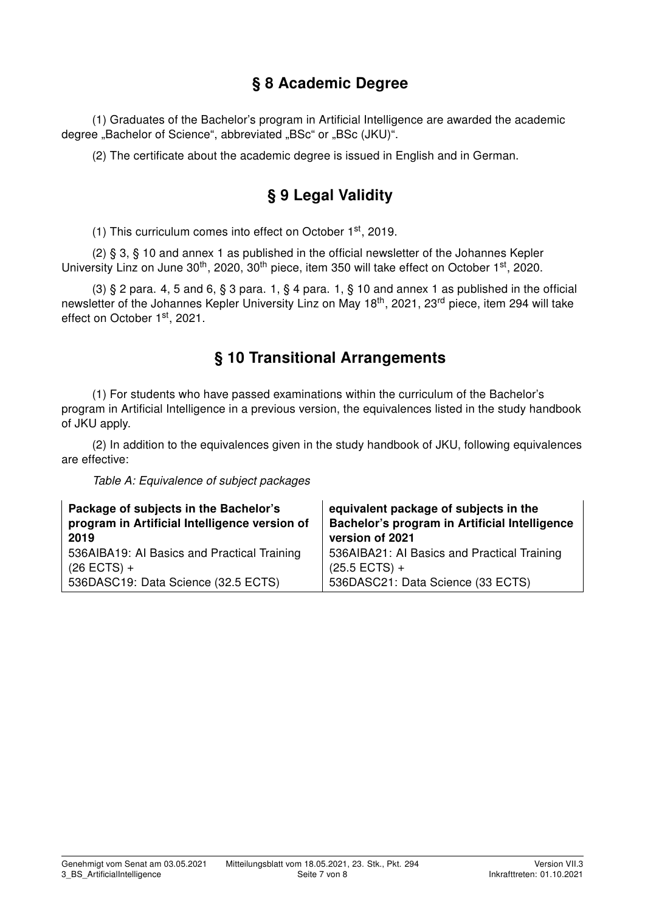## § 8 Academic Degree

(1) Graduates of the Bachelor's program in Artificial Intelligence are awarded the academic degree „Bachelor of Science", abbreviated „BSc" or „BSc (JKU)".

(2) The certificate about the academic degree is issued in English and in German.

## § 9 Legal Validity

(1) This curriculum comes into effect on October 1st, 2019.

(2) § 3, § 10 and annex 1 as published in the official newsletter of the Johannes Kepler University Linz on June 30th, 2020, 30th piece, item 350 will take effect on October 1st, 2020.

(3) § 2 para. 4, 5 and 6, § 3 para. 1, § 4 para. 1, § 10 and annex 1 as published in the official newsletter of the Johannes Kepler University Linz on May 18th, 2021, 23rd piece, item 294 will take effect on October 1st, 2021.

## § 10 Transitional Arrangements

(1) For students who have passed examinations within the curriculum of the Bachelor's program in Artificial Intelligence in a previous version, the equivalences listed in the study handbook of JKU apply.

(2) In addition to the equivalences given in the study handbook of JKU, following equivalences are effective:

*Table A: Equivalence of subject packages*

| Package of subjects in the Bachelor's program in Artificial Intelligence version of 2019 | equivalent package of subjects in the Bachelor's program in Artificial Intelligence version of 2021 |
|---|---|
| 536AIBA19: AI Basics and Practical Training (26 ECTS) + 536DASC19: Data Science (32.5 ECTS) | 536AIBA21: AI Basics and Practical Training (25.5 ECTS) + 536DASC21: Data Science (33 ECTS) |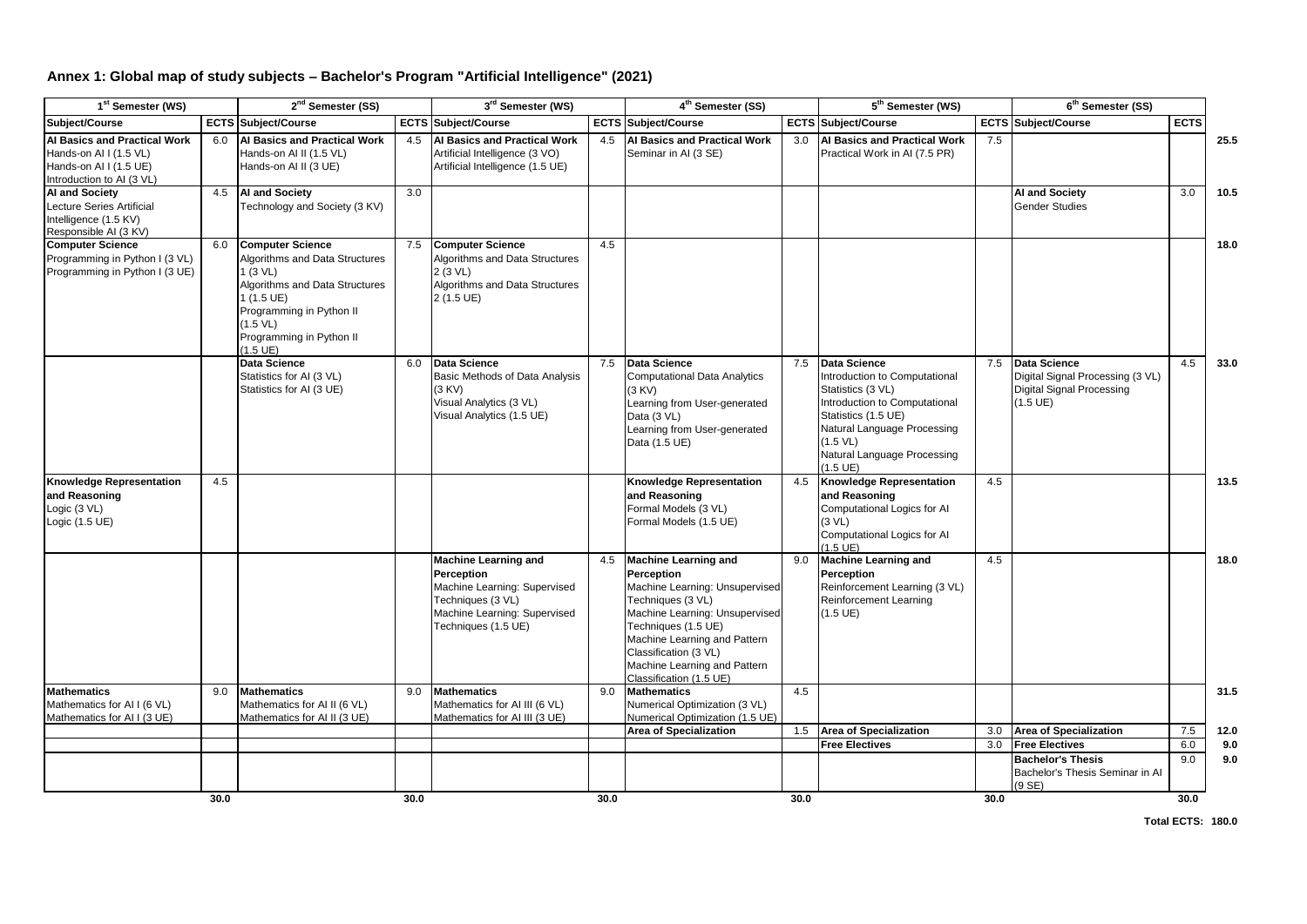## Annex 1: Global map of study subjects – Bachelor's Program "Artificial Intelligence" (2021)

| 1st Semester (WS) | | 2nd Semester (SS) | | 3rd Semester (WS) | | 4th Semester (SS) | | 5th Semester (WS) | | 6th Semester (SS) | | |
|---|---|---|---|---|---|---|---|---|---|---|---|---|
| Subject/Course | ECTS | Subject/Course | ECTS | Subject/Course | ECTS | Subject/Course | ECTS | Subject/Course | ECTS | Subject/Course | ECTS | |
| **AI Basics and Practical Work**<br>Hands-on AI I (1.5 VL)<br>Hands-on AI I (1.5 UE)<br>Introduction to AI (3 VL) | 6.0 | **AI Basics and Practical Work**<br>Hands-on AI II (1.5 VL)<br>Hands-on AI II (3 UE) | 4.5 | **AI Basics and Practical Work**<br>Artificial Intelligence (3 VO)<br>Artificial Intelligence (1.5 UE) | 4.5 | **AI Basics and Practical Work**<br>Seminar in AI (3 SE) | 3.0 | **AI Basics and Practical Work**<br>Practical Work in AI (7.5 PR) | 7.5 | | | **25.5** |
| **AI and Society**<br>Lecture Series Artificial Intelligence (1.5 KV)<br>Responsible AI (3 KV) | 4.5 | **AI and Society**<br>Technology and Society (3 KV) | 3.0 | | | | | | | **AI and Society**<br>Gender Studies | 3.0 | **10.5** |
| **Computer Science**<br>Programming in Python I (3 VL)<br>Programming in Python I (3 UE) | 6.0 | **Computer Science**<br>Algorithms and Data Structures 1 (3 VL)<br>Algorithms and Data Structures 1 (1.5 UE)<br>Programming in Python II (1.5 VL)<br>Programming in Python II (1.5 UE) | 7.5 | **Computer Science**<br>Algorithms and Data Structures 2 (3 VL)<br>Algorithms and Data Structures 2 (1.5 UE) | 4.5 | | | | | | | **18.0** |
| | | **Data Science**<br>Statistics for AI (3 VL)<br>Statistics for AI (3 UE) | 6.0 | **Data Science**<br>Basic Methods of Data Analysis (3 KV)<br>Visual Analytics (3 VL)<br>Visual Analytics (1.5 UE) | 7.5 | **Data Science**<br>Computational Data Analytics (3 KV)<br>Learning from User-generated Data (3 VL)<br>Learning from User-generated Data (1.5 UE) | 7.5 | **Data Science**<br>Introduction to Computational Statistics (3 VL)<br>Introduction to Computational Statistics (1.5 UE)<br>Natural Language Processing (1.5 VL)<br>Natural Language Processing (1.5 UE) | 7.5 | **Data Science**<br>Digital Signal Processing (3 VL)<br>Digital Signal Processing (1.5 UE) | 4.5 | **33.0** |
| **Knowledge Representation and Reasoning**<br>Logic (3 VL)<br>Logic (1.5 UE) | 4.5 | | | | | **Knowledge Representation and Reasoning**<br>Formal Models (3 VL)<br>Formal Models (1.5 UE) | 4.5 | **Knowledge Representation and Reasoning**<br>Computational Logics for AI (3 VL)<br>Computational Logics for AI (1.5 UE) | 4.5 | | | **13.5** |
| | | | | **Machine Learning and Perception**<br>Machine Learning: Supervised Techniques (3 VL)<br>Machine Learning: Supervised Techniques (1.5 UE) | 4.5 | **Machine Learning and Perception**<br>Machine Learning: Unsupervised Techniques (3 VL)<br>Machine Learning: Unsupervised Techniques (1.5 UE)<br>Machine Learning and Pattern Classification (3 VL)<br>Machine Learning and Pattern Classification (1.5 UE) | 9.0 | **Machine Learning and Perception**<br>Reinforcement Learning (3 VL)<br>Reinforcement Learning (1.5 UE) | 4.5 | | | **18.0** |
| **Mathematics**<br>Mathematics for AI I (6 VL)<br>Mathematics for AI I (3 UE) | 9.0 | **Mathematics**<br>Mathematics for AI II (6 VL)<br>Mathematics for AI II (3 UE) | 9.0 | **Mathematics**<br>Mathematics for AI III (6 VL)<br>Mathematics for AI III (3 UE) | 9.0 | **Mathematics**<br>Numerical Optimization (3 VL)<br>Numerical Optimization (1.5 UE) | 4.5 | | | | | **31.5** |
| | | | | | | **Area of Specialization** | 1.5 | **Area of Specialization** | 3.0 | **Area of Specialization** | 7.5 | **12.0** |
| | | | | | | | | **Free Electives** | 3.0 | **Free Electives** | 6.0 | **9.0** |
| | | | | | | | | | | **Bachelor's Thesis**<br>Bachelor's Thesis Seminar in AI (9 SE) | 9.0 | **9.0** |
| | **30.0** | | **30.0** | | **30.0** | | **30.0** | | **30.0** | | **30.0** | |

**Total ECTS: 180.0**